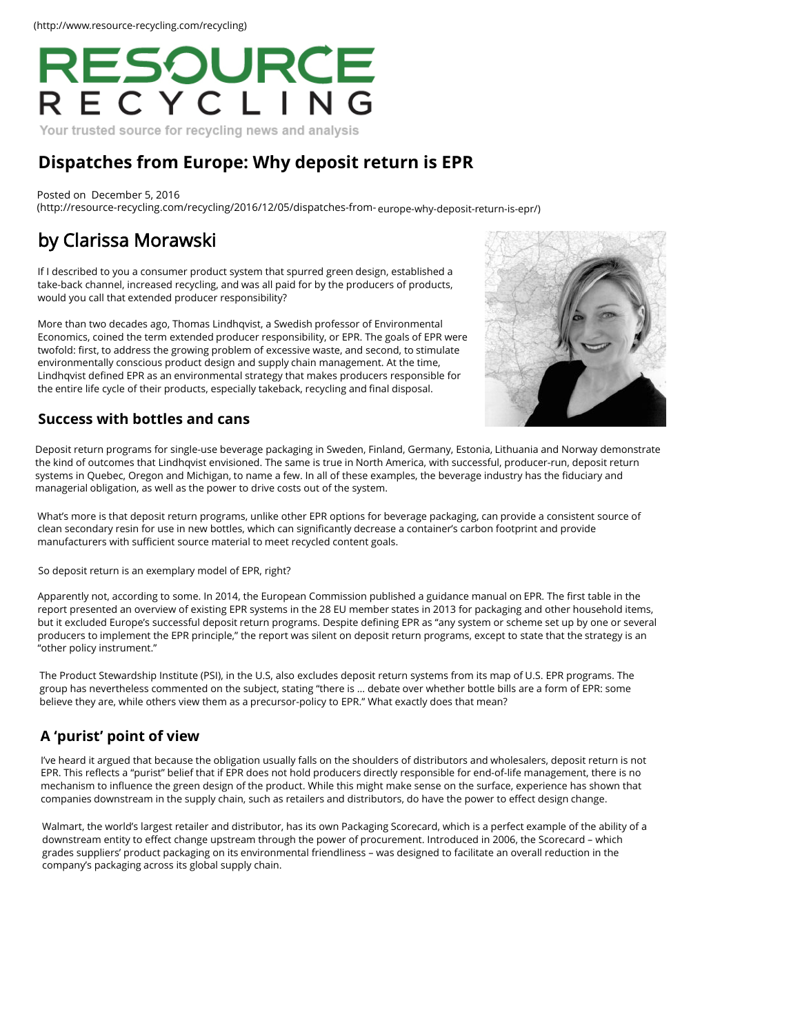(http://www.resource-recycling.com/recycling)

RESOURCE RECYCLING

Your trusted source for recycling news and analysis

# Dispatches from Europe: Why deposit return is EPR

Posted on December 5, 2016
(http://resource-recycling.com/recycling/2016/12/05/dispatches-from-europe-why-deposit-return-is-epr/)

## by Clarissa Morawski

If I described to you a consumer product system that spurred green design, established a take-back channel, increased recycling, and was all paid for by the producers of products, would you call that extended producer responsibility?

More than two decades ago, Thomas Lindhqvist, a Swedish professor of Environmental Economics, coined the term extended producer responsibility, or EPR. The goals of EPR were twofold: first, to address the growing problem of excessive waste, and second, to stimulate environmentally conscious product design and supply chain management. At the time, Lindhqvist defined EPR as an environmental strategy that makes producers responsible for the entire life cycle of their products, especially takeback, recycling and final disposal.

### Success with bottles and cans

Deposit return programs for single-use beverage packaging in Sweden, Finland, Germany, Estonia, Lithuania and Norway demonstrate the kind of outcomes that Lindhqvist envisioned. The same is true in North America, with successful, producer-run, deposit return systems in Quebec, Oregon and Michigan, to name a few. In all of these examples, the beverage industry has the fiduciary and managerial obligation, as well as the power to drive costs out of the system.

What's more is that deposit return programs, unlike other EPR options for beverage packaging, can provide a consistent source of clean secondary resin for use in new bottles, which can significantly decrease a container's carbon footprint and provide manufacturers with sufficient source material to meet recycled content goals.

So deposit return is an exemplary model of EPR, right?

Apparently not, according to some. In 2014, the European Commission published a guidance manual on EPR. The first table in the report presented an overview of existing EPR systems in the 28 EU member states in 2013 for packaging and other household items, but it excluded Europe's successful deposit return programs. Despite defining EPR as "any system or scheme set up by one or several producers to implement the EPR principle," the report was silent on deposit return programs, except to state that the strategy is an "other policy instrument."

The Product Stewardship Institute (PSI), in the U.S, also excludes deposit return systems from its map of U.S. EPR programs. The group has nevertheless commented on the subject, stating "there is … debate over whether bottle bills are a form of EPR: some believe they are, while others view them as a precursor-policy to EPR." What exactly does that mean?

### A 'purist' point of view

I've heard it argued that because the obligation usually falls on the shoulders of distributors and wholesalers, deposit return is not EPR. This reflects a "purist" belief that if EPR does not hold producers directly responsible for end-of-life management, there is no mechanism to influence the green design of the product. While this might make sense on the surface, experience has shown that companies downstream in the supply chain, such as retailers and distributors, do have the power to effect design change.

Walmart, the world's largest retailer and distributor, has its own Packaging Scorecard, which is a perfect example of the ability of a downstream entity to effect change upstream through the power of procurement. Introduced in 2006, the Scorecard – which grades suppliers' product packaging on its environmental friendliness – was designed to facilitate an overall reduction in the company's packaging across its global supply chain.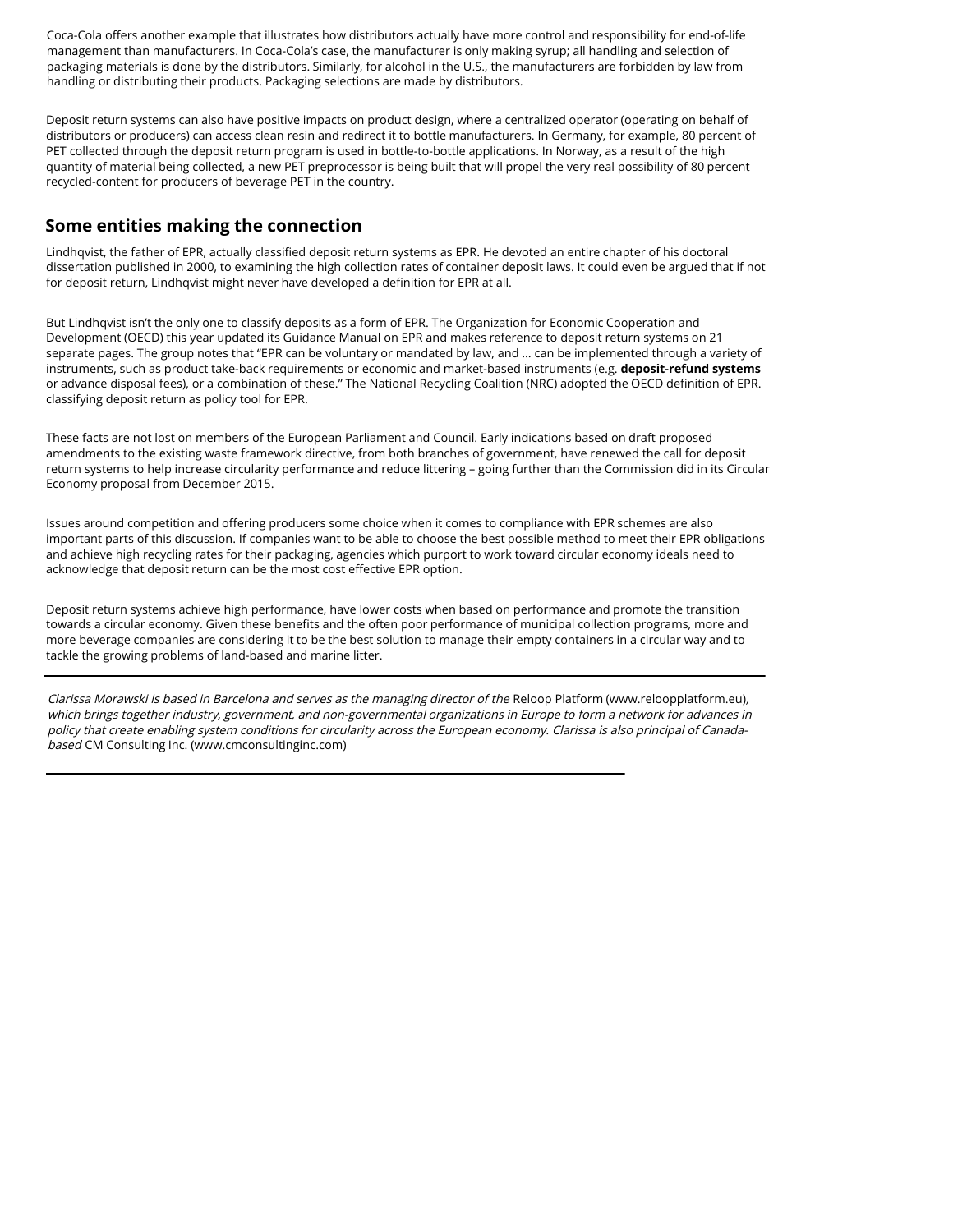Coca-Cola offers another example that illustrates how distributors actually have more control and responsibility for end-of-life management than manufacturers. In Coca-Cola's case, the manufacturer is only making syrup; all handling and selection of packaging materials is done by the distributors. Similarly, for alcohol in the U.S., the manufacturers are forbidden by law from handling or distributing their products. Packaging selections are made by distributors.

Deposit return systems can also have positive impacts on product design, where a centralized operator (operating on behalf of distributors or producers) can access clean resin and redirect it to bottle manufacturers. In Germany, for example, 80 percent of PET collected through the deposit return program is used in bottle-to-bottle applications. In Norway, as a result of the high quantity of material being collected, a new PET preprocessor is being built that will propel the very real possibility of 80 percent recycled-content for producers of beverage PET in the country.

## Some entities making the connection

Lindhqvist, the father of EPR, actually classified deposit return systems as EPR. He devoted an entire chapter of his doctoral dissertation published in 2000, to examining the high collection rates of container deposit laws. It could even be argued that if not for deposit return, Lindhqvist might never have developed a definition for EPR at all.

But Lindhqvist isn't the only one to classify deposits as a form of EPR. The Organization for Economic Cooperation and Development (OECD) this year updated its Guidance Manual on EPR and makes reference to deposit return systems on 21 separate pages. The group notes that "EPR can be voluntary or mandated by law, and … can be implemented through a variety of instruments, such as product take-back requirements or economic and market-based instruments (e.g. **deposit-refund systems** or advance disposal fees), or a combination of these." The National Recycling Coalition (NRC) adopted the OECD definition of EPR. classifying deposit return as policy tool for EPR.

These facts are not lost on members of the European Parliament and Council. Early indications based on draft proposed amendments to the existing waste framework directive, from both branches of government, have renewed the call for deposit return systems to help increase circularity performance and reduce littering – going further than the Commission did in its Circular Economy proposal from December 2015.

Issues around competition and offering producers some choice when it comes to compliance with EPR schemes are also important parts of this discussion. If companies want to be able to choose the best possible method to meet their EPR obligations and achieve high recycling rates for their packaging, agencies which purport to work toward circular economy ideals need to acknowledge that deposit return can be the most cost effective EPR option.

Deposit return systems achieve high performance, have lower costs when based on performance and promote the transition towards a circular economy. Given these benefits and the often poor performance of municipal collection programs, more and more beverage companies are considering it to be the best solution to manage their empty containers in a circular way and to tackle the growing problems of land-based and marine litter.

---

*Clarissa Morawski is based in Barcelona and serves as the managing director of the* Reloop Platform (www.reloopplatform.eu)*, which brings together industry, government, and non-governmental organizations in Europe to form a network for advances in policy that create enabling system conditions for circularity across the European economy. Clarissa is also principal of Canada-based* CM Consulting Inc. (www.cmconsultinginc.com)

---